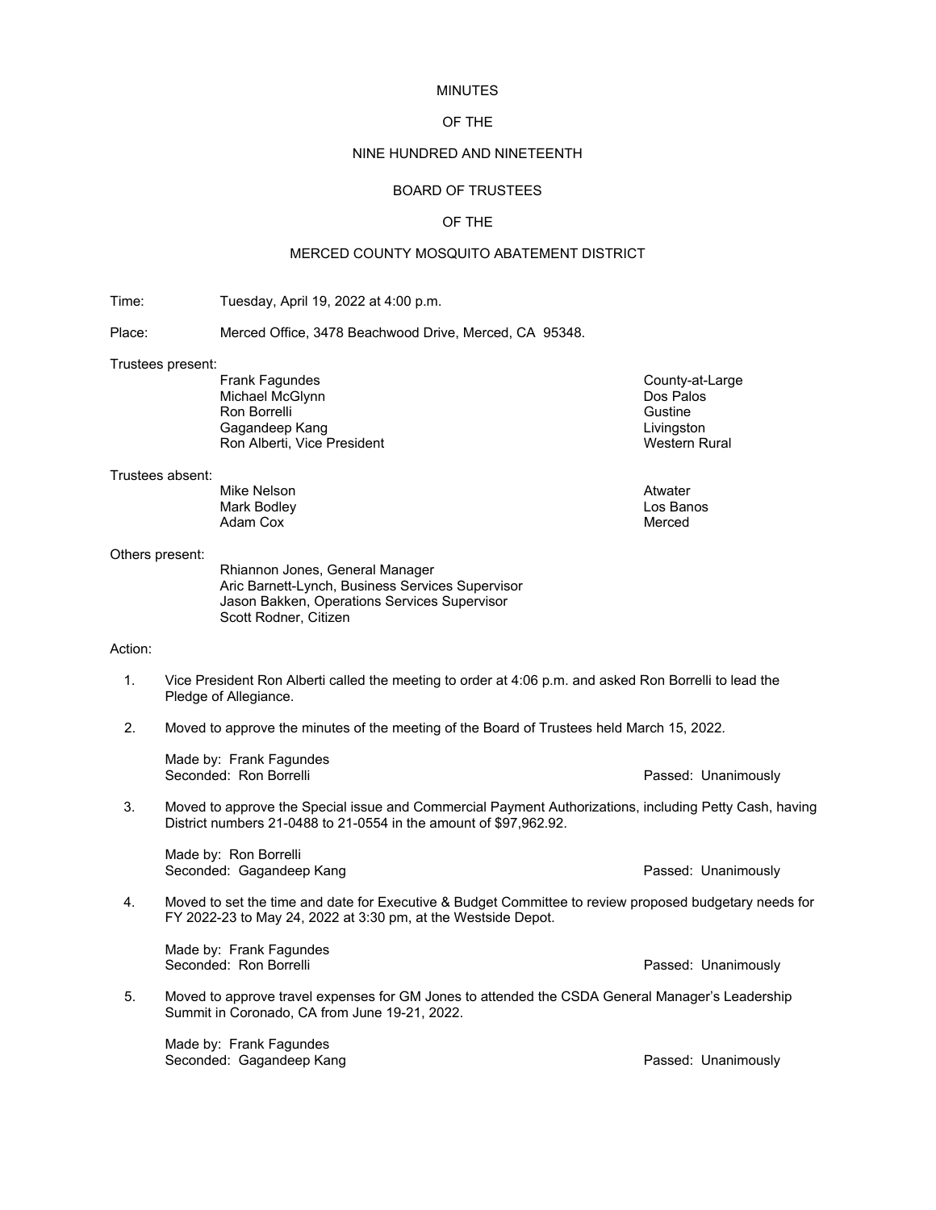MINUTES

OF THE

NINE HUNDRED AND NINETEENTH

BOARD OF TRUSTEES

OF THE

MERCED COUNTY MOSQUITO ABATEMENT DISTRICT

Time: Tuesday, April 19, 2022 at 4:00 p.m.

Place: Merced Office, 3478 Beachwood Drive, Merced, CA 95348.

Trustees present:

| | |
|---|---|
| Frank Fagundes | County-at-Large |
| Michael McGlynn | Dos Palos |
| Ron Borrelli | Gustine |
| Gagandeep Kang | Livingston |
| Ron Alberti, Vice President | Western Rural |

Trustees absent:

| | |
|---|---|
| Mike Nelson | Atwater |
| Mark Bodley | Los Banos |
| Adam Cox | Merced |

Others present:

Rhiannon Jones, General Manager
Aric Barnett-Lynch, Business Services Supervisor
Jason Bakken, Operations Services Supervisor
Scott Rodner, Citizen

Action:

1. Vice President Ron Alberti called the meeting to order at 4:06 p.m. and asked Ron Borrelli to lead the Pledge of Allegiance.

2. Moved to approve the minutes of the meeting of the Board of Trustees held March 15, 2022.

   Made by: Frank Fagundes
   Seconded: Ron Borrelli — Passed: Unanimously

3. Moved to approve the Special issue and Commercial Payment Authorizations, including Petty Cash, having District numbers 21-0488 to 21-0554 in the amount of $97,962.92.

   Made by: Ron Borrelli
   Seconded: Gagandeep Kang — Passed: Unanimously

4. Moved to set the time and date for Executive & Budget Committee to review proposed budgetary needs for FY 2022-23 to May 24, 2022 at 3:30 pm, at the Westside Depot.

   Made by: Frank Fagundes
   Seconded: Ron Borrelli — Passed: Unanimously

5. Moved to approve travel expenses for GM Jones to attended the CSDA General Manager's Leadership Summit in Coronado, CA from June 19-21, 2022.

   Made by: Frank Fagundes
   Seconded: Gagandeep Kang — Passed: Unanimously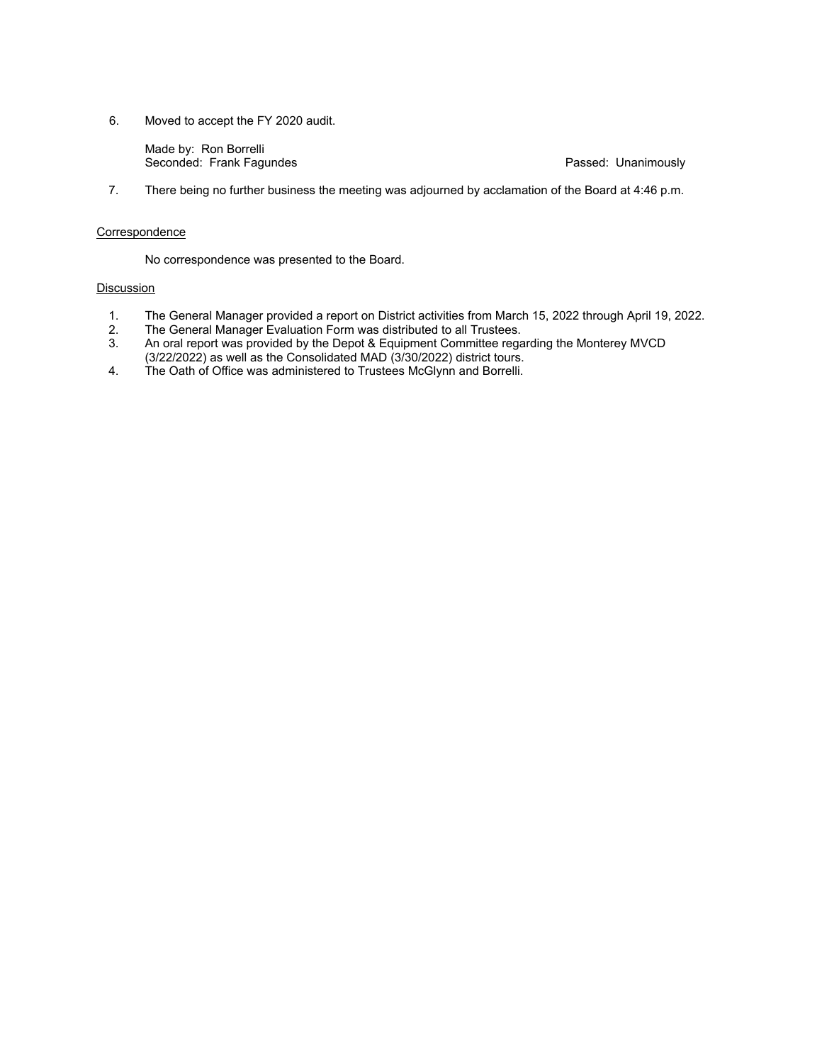6. Moved to accept the FY 2020 audit.

   Made by: Ron Borrelli
   Seconded: Frank Fagundes — Passed: Unanimously

7. There being no further business the meeting was adjourned by acclamation of the Board at 4:46 p.m.

<u>Correspondence</u>

No correspondence was presented to the Board.

<u>Discussion</u>

1. The General Manager provided a report on District activities from March 15, 2022 through April 19, 2022.
2. The General Manager Evaluation Form was distributed to all Trustees.
3. An oral report was provided by the Depot & Equipment Committee regarding the Monterey MVCD (3/22/2022) as well as the Consolidated MAD (3/30/2022) district tours.
4. The Oath of Office was administered to Trustees McGlynn and Borrelli.